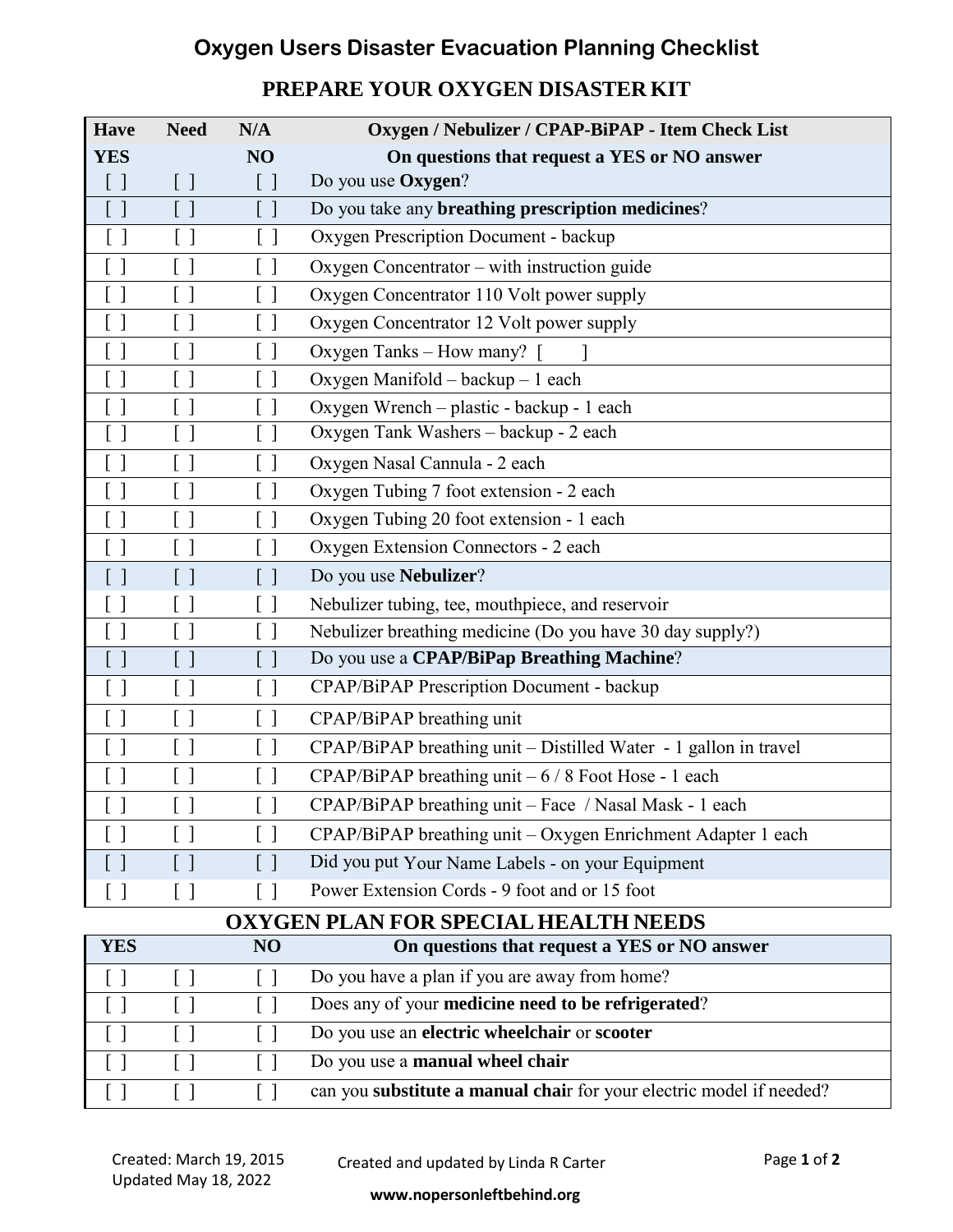# Oxygen Users Disaster Evacuation Planning Checklist

## PREPARE YOUR OXYGEN DISASTER KIT

| Have | Need | N/A | Oxygen / Nebulizer / CPAP-BiPAP - Item Check List |
|---|---|---|---|
| YES | | NO | On questions that request a YES or NO answer |
| [ ] | [ ] | [ ] | Do you use **Oxygen**? |
| [ ] | [ ] | [ ] | Do you take any **breathing prescription medicines**? |
| [ ] | [ ] | [ ] | Oxygen Prescription Document - backup |
| [ ] | [ ] | [ ] | Oxygen Concentrator – with instruction guide |
| [ ] | [ ] | [ ] | Oxygen Concentrator 110 Volt power supply |
| [ ] | [ ] | [ ] | Oxygen Concentrator 12 Volt power supply |
| [ ] | [ ] | [ ] | Oxygen Tanks – How many? [ ] |
| [ ] | [ ] | [ ] | Oxygen Manifold – backup – 1 each |
| [ ] | [ ] | [ ] | Oxygen Wrench – plastic - backup - 1 each |
| [ ] | [ ] | [ ] | Oxygen Tank Washers – backup - 2 each |
| [ ] | [ ] | [ ] | Oxygen Nasal Cannula - 2 each |
| [ ] | [ ] | [ ] | Oxygen Tubing 7 foot extension - 2 each |
| [ ] | [ ] | [ ] | Oxygen Tubing 20 foot extension - 1 each |
| [ ] | [ ] | [ ] | Oxygen Extension Connectors - 2 each |
| [ ] | [ ] | [ ] | Do you use **Nebulizer**? |
| [ ] | [ ] | [ ] | Nebulizer tubing, tee, mouthpiece, and reservoir |
| [ ] | [ ] | [ ] | Nebulizer breathing medicine (Do you have 30 day supply?) |
| [ ] | [ ] | [ ] | Do you use a **CPAP/BiPap Breathing Machine**? |
| [ ] | [ ] | [ ] | CPAP/BiPAP Prescription Document - backup |
| [ ] | [ ] | [ ] | CPAP/BiPAP breathing unit |
| [ ] | [ ] | [ ] | CPAP/BiPAP breathing unit – Distilled Water - 1 gallon in travel |
| [ ] | [ ] | [ ] | CPAP/BiPAP breathing unit – 6 / 8 Foot Hose - 1 each |
| [ ] | [ ] | [ ] | CPAP/BiPAP breathing unit – Face / Nasal Mask - 1 each |
| [ ] | [ ] | [ ] | CPAP/BiPAP breathing unit – Oxygen Enrichment Adapter 1 each |
| [ ] | [ ] | [ ] | Did you put Your Name Labels - on your Equipment |
| [ ] | [ ] | [ ] | Power Extension Cords - 9 foot and or 15 foot |

## OXYGEN PLAN FOR SPECIAL HEALTH NEEDS

| YES | | NO | On questions that request a YES or NO answer |
|---|---|---|---|
| [ ] | [ ] | [ ] | Do you have a plan if you are away from home? |
| [ ] | [ ] | [ ] | Does any of your **medicine need to be refrigerated**? |
| [ ] | [ ] | [ ] | Do you use an **electric wheelchair** or **scooter** |
| [ ] | [ ] | [ ] | Do you use a **manual wheel chair** |
| [ ] | [ ] | [ ] | can you **substitute a manual chai**r for your electric model if needed? |

Created: March 19, 2015
Updated May 18, 2022

Created and updated by Linda R Carter

**www.nopersonleftbehind.org**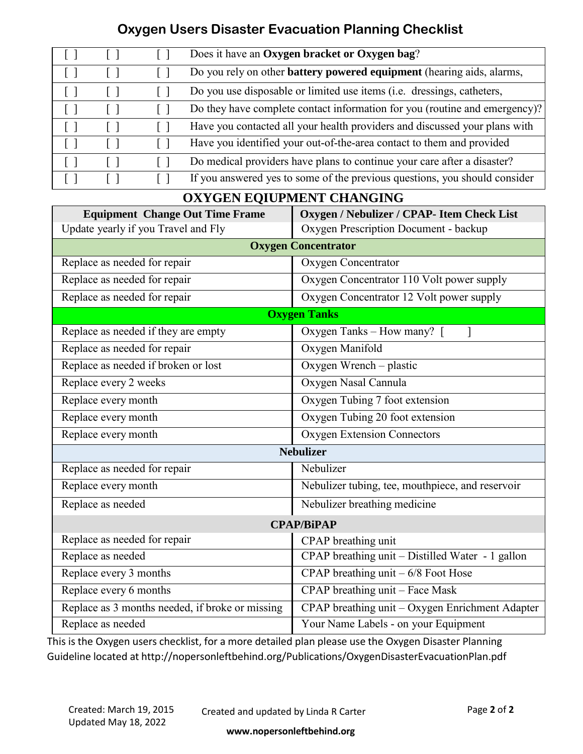# Oxygen Users Disaster Evacuation Planning Checklist

| | | | |
|---|---|---|---|
| [ ] | [ ] | [ ] | Does it have an **Oxygen bracket or Oxygen bag**? |
| [ ] | [ ] | [ ] | Do you rely on other **battery powered equipment** (hearing aids, alarms, |
| [ ] | [ ] | [ ] | Do you use disposable or limited use items (i.e. dressings, catheters, |
| [ ] | [ ] | [ ] | Do they have complete contact information for you (routine and emergency)? |
| [ ] | [ ] | [ ] | Have you contacted all your health providers and discussed your plans with |
| [ ] | [ ] | [ ] | Have you identified your out-of-the-area contact to them and provided |
| [ ] | [ ] | [ ] | Do medical providers have plans to continue your care after a disaster? |
| [ ] | [ ] | [ ] | If you answered yes to some of the previous questions, you should consider |

## OXYGEN EQIUPMENT CHANGING

| Equipment Change Out Time Frame | Oxygen / Nebulizer / CPAP- Item Check List |
|---|---|
| Update yearly if you Travel and Fly | Oxygen Prescription Document - backup |
| **Oxygen Concentrator** | |
| Replace as needed for repair | Oxygen Concentrator |
| Replace as needed for repair | Oxygen Concentrator 110 Volt power supply |
| Replace as needed for repair | Oxygen Concentrator 12 Volt power supply |
| **Oxygen Tanks** | |
| Replace as needed if they are empty | Oxygen Tanks – How many? [ ] |
| Replace as needed for repair | Oxygen Manifold |
| Replace as needed if broken or lost | Oxygen Wrench – plastic |
| Replace every 2 weeks | Oxygen Nasal Cannula |
| Replace every month | Oxygen Tubing 7 foot extension |
| Replace every month | Oxygen Tubing 20 foot extension |
| Replace every month | Oxygen Extension Connectors |
| **Nebulizer** | |
| Replace as needed for repair | Nebulizer |
| Replace every month | Nebulizer tubing, tee, mouthpiece, and reservoir |
| Replace as needed | Nebulizer breathing medicine |
| **CPAP/BiPAP** | |
| Replace as needed for repair | CPAP breathing unit |
| Replace as needed | CPAP breathing unit – Distilled Water - 1 gallon |
| Replace every 3 months | CPAP breathing unit – 6/8 Foot Hose |
| Replace every 6 months | CPAP breathing unit – Face Mask |
| Replace as 3 months needed, if broke or missing | CPAP breathing unit – Oxygen Enrichment Adapter |
| Replace as needed | Your Name Labels - on your Equipment |

This is the Oxygen users checklist, for a more detailed plan please use the Oxygen Disaster Planning Guideline located at http://nopersonleftbehind.org/Publications/OxygenDisasterEvacuationPlan.pdf

Created: March 19, 2015
Updated May 18, 2022

Created and updated by Linda R Carter

**www.nopersonleftbehind.org**